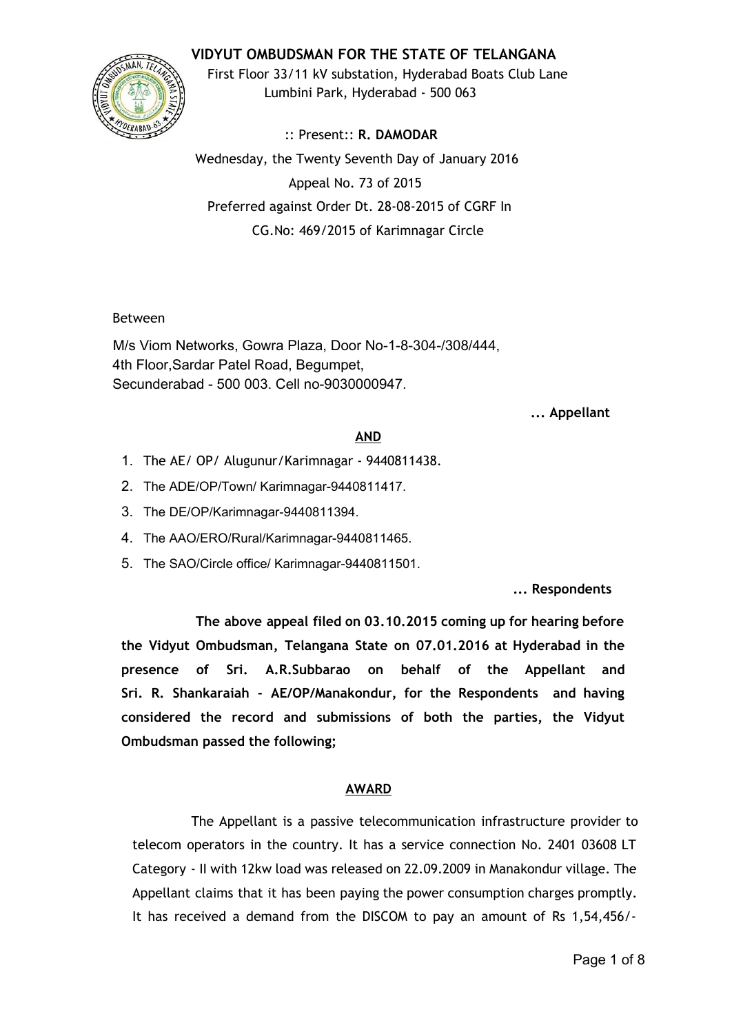# VIDYUT OMBUDSMAN FOR THE STATE OF TELANGANA

First Floor 33/11 kV substation, Hyderabad Boats Club Lane
Lumbini Park, Hyderabad - 500 063

:: Present:: **R. DAMODAR**

Wednesday, the Twenty Seventh Day of January 2016

Appeal No. 73 of 2015

Preferred against Order Dt. 28-08-2015 of CGRF In
CG.No: 469/2015 of Karimnagar Circle

Between

M/s Viom Networks, Gowra Plaza, Door No-1-8-304-/308/444,
4th Floor,Sardar Patel Road, Begumpet,
Secunderabad - 500 003. Cell no-9030000947.

**... Appellant**

**AND**

1. The AE/ OP/ Alugunur/Karimnagar - 9440811438.
2. The ADE/OP/Town/ Karimnagar-9440811417.
3. The DE/OP/Karimnagar-9440811394.
4. The AAO/ERO/Rural/Karimnagar-9440811465.
5. The SAO/Circle office/ Karimnagar-9440811501.

**... Respondents**

**The above appeal filed on 03.10.2015 coming up for hearing before the Vidyut Ombudsman, Telangana State on 07.01.2016 at Hyderabad in the presence of Sri. A.R.Subbarao on behalf of the Appellant and Sri. R. Shankaraiah - AE/OP/Manakondur, for the Respondents and having considered the record and submissions of both the parties, the Vidyut Ombudsman passed the following;**

**AWARD**

The Appellant is a passive telecommunication infrastructure provider to telecom operators in the country. It has a service connection No. 2401 03608 LT Category - II with 12kw load was released on 22.09.2009 in Manakondur village. The Appellant claims that it has been paying the power consumption charges promptly. It has received a demand from the DISCOM to pay an amount of Rs 1,54,456/-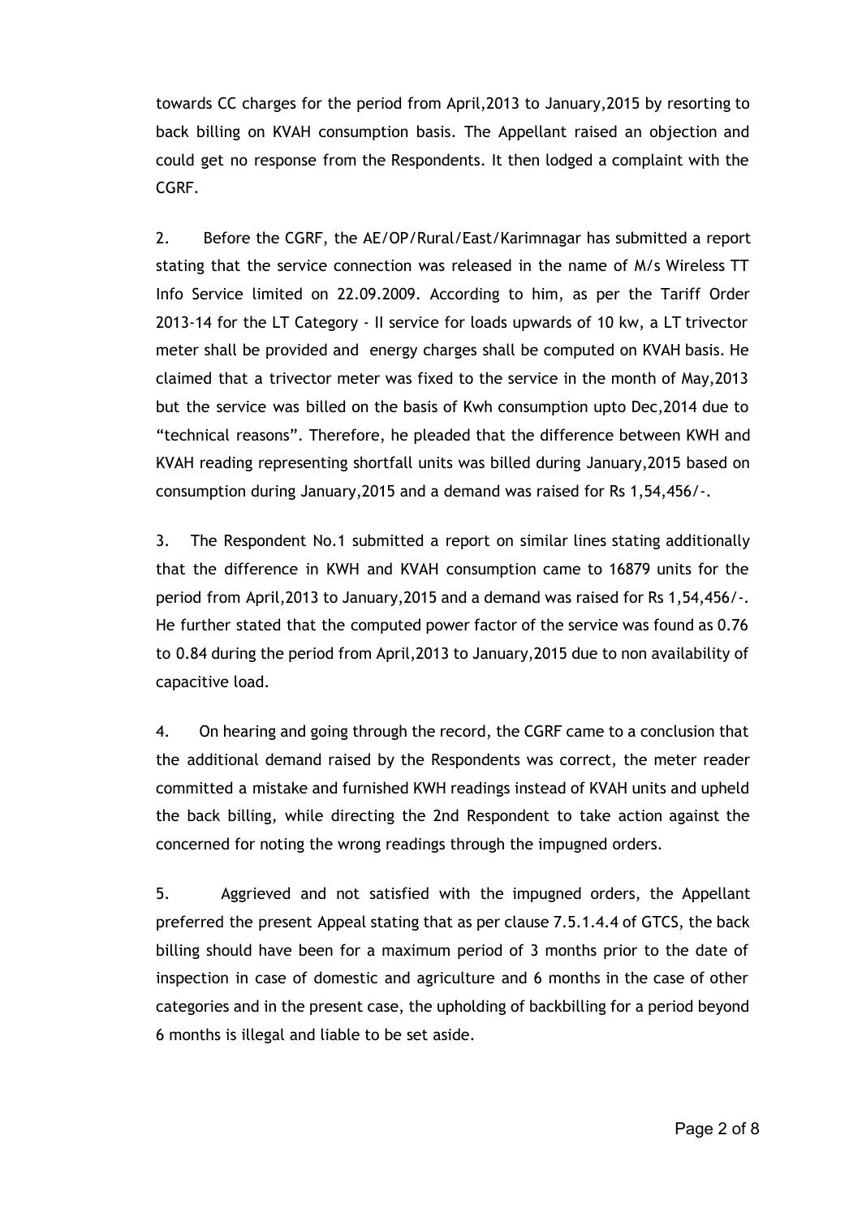towards CC charges for the period from April,2013 to January,2015 by resorting to back billing on KVAH consumption basis. The Appellant raised an objection and could get no response from the Respondents. It then lodged a complaint with the CGRF.

2. Before the CGRF, the AE/OP/Rural/East/Karimnagar has submitted a report stating that the service connection was released in the name of M/s Wireless TT Info Service limited on 22.09.2009. According to him, as per the Tariff Order 2013-14 for the LT Category - II service for loads upwards of 10 kw, a LT trivector meter shall be provided and energy charges shall be computed on KVAH basis. He claimed that a trivector meter was fixed to the service in the month of May,2013 but the service was billed on the basis of Kwh consumption upto Dec,2014 due to "technical reasons". Therefore, he pleaded that the difference between KWH and KVAH reading representing shortfall units was billed during January,2015 based on consumption during January,2015 and a demand was raised for Rs 1,54,456/-.

3. The Respondent No.1 submitted a report on similar lines stating additionally that the difference in KWH and KVAH consumption came to 16879 units for the period from April,2013 to January,2015 and a demand was raised for Rs 1,54,456/-. He further stated that the computed power factor of the service was found as 0.76 to 0.84 during the period from April,2013 to January,2015 due to non availability of capacitive load.

4. On hearing and going through the record, the CGRF came to a conclusion that the additional demand raised by the Respondents was correct, the meter reader committed a mistake and furnished KWH readings instead of KVAH units and upheld the back billing, while directing the 2nd Respondent to take action against the concerned for noting the wrong readings through the impugned orders.

5. Aggrieved and not satisfied with the impugned orders, the Appellant preferred the present Appeal stating that as per clause 7.5.1.4.4 of GTCS, the back billing should have been for a maximum period of 3 months prior to the date of inspection in case of domestic and agriculture and 6 months in the case of other categories and in the present case, the upholding of backbilling for a period beyond 6 months is illegal and liable to be set aside.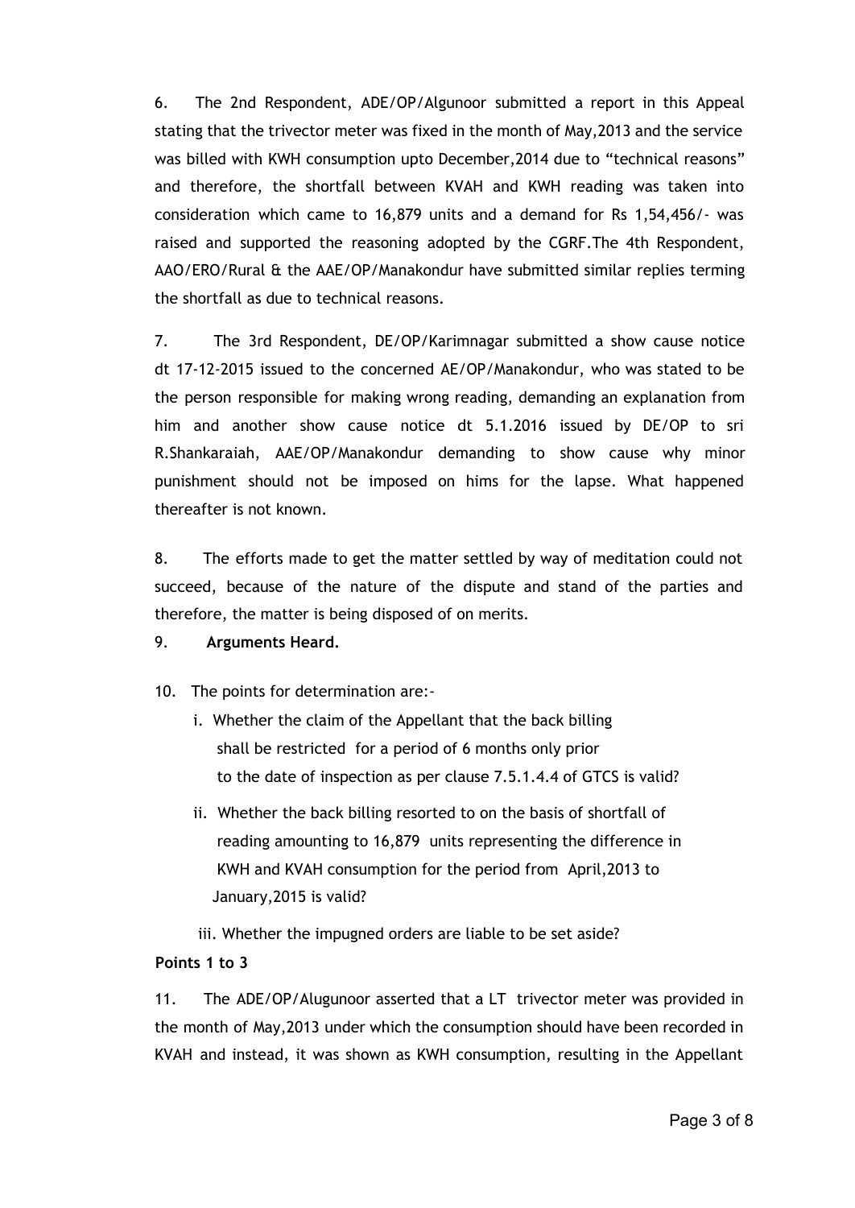6. The 2nd Respondent, ADE/OP/Algunoor submitted a report in this Appeal stating that the trivector meter was fixed in the month of May,2013 and the service was billed with KWH consumption upto December,2014 due to "technical reasons" and therefore, the shortfall between KVAH and KWH reading was taken into consideration which came to 16,879 units and a demand for Rs 1,54,456/- was raised and supported the reasoning adopted by the CGRF.The 4th Respondent, AAO/ERO/Rural & the AAE/OP/Manakondur have submitted similar replies terming the shortfall as due to technical reasons.

7. The 3rd Respondent, DE/OP/Karimnagar submitted a show cause notice dt 17-12-2015 issued to the concerned AE/OP/Manakondur, who was stated to be the person responsible for making wrong reading, demanding an explanation from him and another show cause notice dt 5.1.2016 issued by DE/OP to sri R.Shankaraiah, AAE/OP/Manakondur demanding to show cause why minor punishment should not be imposed on hims for the lapse. What happened thereafter is not known.

8. The efforts made to get the matter settled by way of meditation could not succeed, because of the nature of the dispute and stand of the parties and therefore, the matter is being disposed of on merits.

9. **Arguments Heard.**

10. The points for determination are:-

   i. Whether the claim of the Appellant that the back billing shall be restricted for a period of 6 months only prior to the date of inspection as per clause 7.5.1.4.4 of GTCS is valid?

   ii. Whether the back billing resorted to on the basis of shortfall of reading amounting to 16,879 units representing the difference in KWH and KVAH consumption for the period from April,2013 to January,2015 is valid?

   iii. Whether the impugned orders are liable to be set aside?

**Points 1 to 3**

11. The ADE/OP/Alugunoor asserted that a LT trivector meter was provided in the month of May,2013 under which the consumption should have been recorded in KVAH and instead, it was shown as KWH consumption, resulting in the Appellant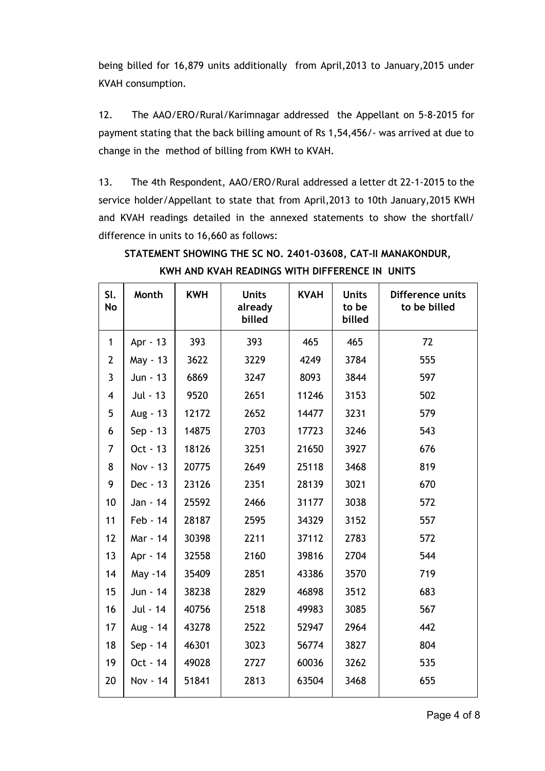being billed for 16,879 units additionally from April,2013 to January,2015 under KVAH consumption.

12. The AAO/ERO/Rural/Karimnagar addressed the Appellant on 5-8-2015 for payment stating that the back billing amount of Rs 1,54,456/- was arrived at due to change in the method of billing from KWH to KVAH.

13. The 4th Respondent, AAO/ERO/Rural addressed a letter dt 22-1-2015 to the service holder/Appellant to state that from April,2013 to 10th January,2015 KWH and KVAH readings detailed in the annexed statements to show the shortfall/ difference in units to 16,660 as follows:

**STATEMENT SHOWING THE SC NO. 2401-03608, CAT-II MANAKONDUR, KWH AND KVAH READINGS WITH DIFFERENCE IN UNITS**

| Sl. No | Month | KWH | Units already billed | KVAH | Units to be billed | Difference units to be billed |
|---|---|---|---|---|---|---|
| 1 | Apr - 13 | 393 | 393 | 465 | 465 | 72 |
| 2 | May - 13 | 3622 | 3229 | 4249 | 3784 | 555 |
| 3 | Jun - 13 | 6869 | 3247 | 8093 | 3844 | 597 |
| 4 | Jul - 13 | 9520 | 2651 | 11246 | 3153 | 502 |
| 5 | Aug - 13 | 12172 | 2652 | 14477 | 3231 | 579 |
| 6 | Sep - 13 | 14875 | 2703 | 17723 | 3246 | 543 |
| 7 | Oct - 13 | 18126 | 3251 | 21650 | 3927 | 676 |
| 8 | Nov - 13 | 20775 | 2649 | 25118 | 3468 | 819 |
| 9 | Dec - 13 | 23126 | 2351 | 28139 | 3021 | 670 |
| 10 | Jan - 14 | 25592 | 2466 | 31177 | 3038 | 572 |
| 11 | Feb - 14 | 28187 | 2595 | 34329 | 3152 | 557 |
| 12 | Mar - 14 | 30398 | 2211 | 37112 | 2783 | 572 |
| 13 | Apr - 14 | 32558 | 2160 | 39816 | 2704 | 544 |
| 14 | May -14 | 35409 | 2851 | 43386 | 3570 | 719 |
| 15 | Jun - 14 | 38238 | 2829 | 46898 | 3512 | 683 |
| 16 | Jul - 14 | 40756 | 2518 | 49983 | 3085 | 567 |
| 17 | Aug - 14 | 43278 | 2522 | 52947 | 2964 | 442 |
| 18 | Sep - 14 | 46301 | 3023 | 56774 | 3827 | 804 |
| 19 | Oct - 14 | 49028 | 2727 | 60036 | 3262 | 535 |
| 20 | Nov - 14 | 51841 | 2813 | 63504 | 3468 | 655 |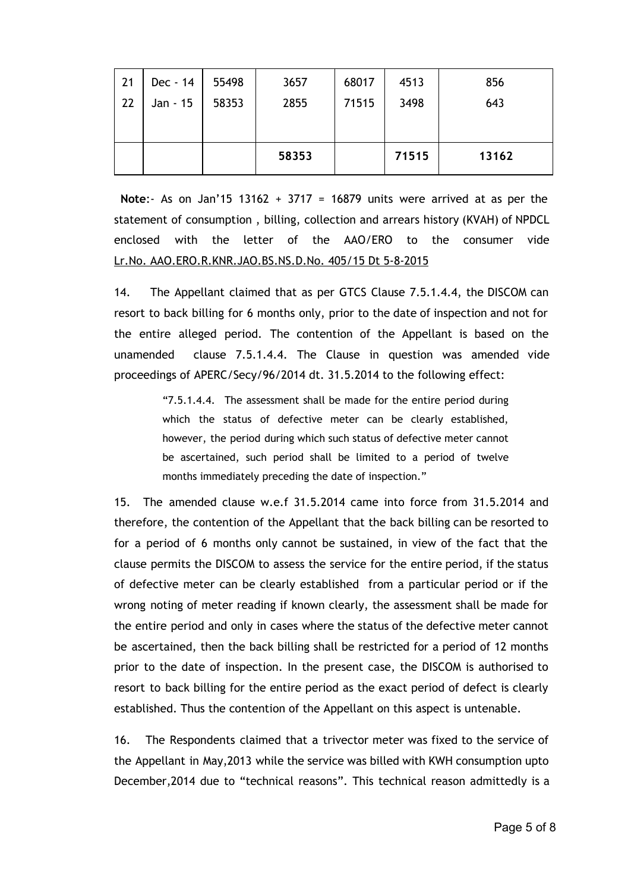| | | | | | | |
|---|---|---|---|---|---|---|
| 21 | Dec - 14 | 55498 | 3657 | 68017 | 4513 | 856 |
| 22 | Jan - 15 | 58353 | 2855 | 71515 | 3498 | 643 |
| | | | **58353** | | **71515** | **13162** |

**Note**:- As on Jan'15 13162 + 3717 = 16879 units were arrived at as per the statement of consumption , billing, collection and arrears history (KVAH) of NPDCL enclosed with the letter of the AAO/ERO to the consumer vide Lr.No. AAO.ERO.R.KNR.JAO.BS.NS.D.No. 405/15 Dt 5-8-2015

14. The Appellant claimed that as per GTCS Clause 7.5.1.4.4, the DISCOM can resort to back billing for 6 months only, prior to the date of inspection and not for the entire alleged period. The contention of the Appellant is based on the unamended clause 7.5.1.4.4. The Clause in question was amended vide proceedings of APERC/Secy/96/2014 dt. 31.5.2014 to the following effect:

> "7.5.1.4.4. The assessment shall be made for the entire period during which the status of defective meter can be clearly established, however, the period during which such status of defective meter cannot be ascertained, such period shall be limited to a period of twelve months immediately preceding the date of inspection."

15. The amended clause w.e.f 31.5.2014 came into force from 31.5.2014 and therefore, the contention of the Appellant that the back billing can be resorted to for a period of 6 months only cannot be sustained, in view of the fact that the clause permits the DISCOM to assess the service for the entire period, if the status of defective meter can be clearly established from a particular period or if the wrong noting of meter reading if known clearly, the assessment shall be made for the entire period and only in cases where the status of the defective meter cannot be ascertained, then the back billing shall be restricted for a period of 12 months prior to the date of inspection. In the present case, the DISCOM is authorised to resort to back billing for the entire period as the exact period of defect is clearly established. Thus the contention of the Appellant on this aspect is untenable.

16. The Respondents claimed that a trivector meter was fixed to the service of the Appellant in May,2013 while the service was billed with KWH consumption upto December,2014 due to "technical reasons". This technical reason admittedly is a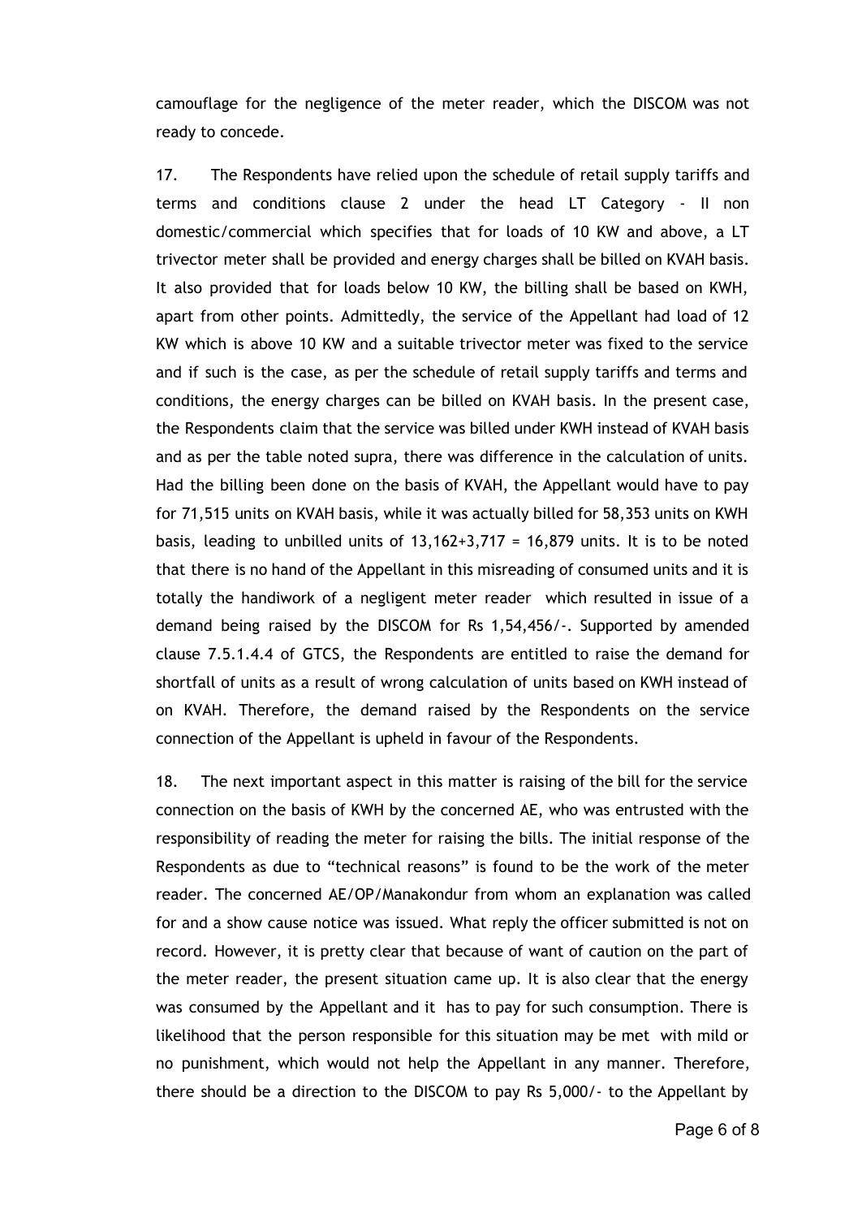camouflage for the negligence of the meter reader, which the DISCOM was not ready to concede.

17. The Respondents have relied upon the schedule of retail supply tariffs and terms and conditions clause 2 under the head LT Category - II non domestic/commercial which specifies that for loads of 10 KW and above, a LT trivector meter shall be provided and energy charges shall be billed on KVAH basis. It also provided that for loads below 10 KW, the billing shall be based on KWH, apart from other points. Admittedly, the service of the Appellant had load of 12 KW which is above 10 KW and a suitable trivector meter was fixed to the service and if such is the case, as per the schedule of retail supply tariffs and terms and conditions, the energy charges can be billed on KVAH basis. In the present case, the Respondents claim that the service was billed under KWH instead of KVAH basis and as per the table noted supra, there was difference in the calculation of units. Had the billing been done on the basis of KVAH, the Appellant would have to pay for 71,515 units on KVAH basis, while it was actually billed for 58,353 units on KWH basis, leading to unbilled units of 13,162+3,717 = 16,879 units. It is to be noted that there is no hand of the Appellant in this misreading of consumed units and it is totally the handiwork of a negligent meter reader which resulted in issue of a demand being raised by the DISCOM for Rs 1,54,456/-. Supported by amended clause 7.5.1.4.4 of GTCS, the Respondents are entitled to raise the demand for shortfall of units as a result of wrong calculation of units based on KWH instead of on KVAH. Therefore, the demand raised by the Respondents on the service connection of the Appellant is upheld in favour of the Respondents.

18. The next important aspect in this matter is raising of the bill for the service connection on the basis of KWH by the concerned AE, who was entrusted with the responsibility of reading the meter for raising the bills. The initial response of the Respondents as due to "technical reasons" is found to be the work of the meter reader. The concerned AE/OP/Manakondur from whom an explanation was called for and a show cause notice was issued. What reply the officer submitted is not on record. However, it is pretty clear that because of want of caution on the part of the meter reader, the present situation came up. It is also clear that the energy was consumed by the Appellant and it has to pay for such consumption. There is likelihood that the person responsible for this situation may be met with mild or no punishment, which would not help the Appellant in any manner. Therefore, there should be a direction to the DISCOM to pay Rs 5,000/- to the Appellant by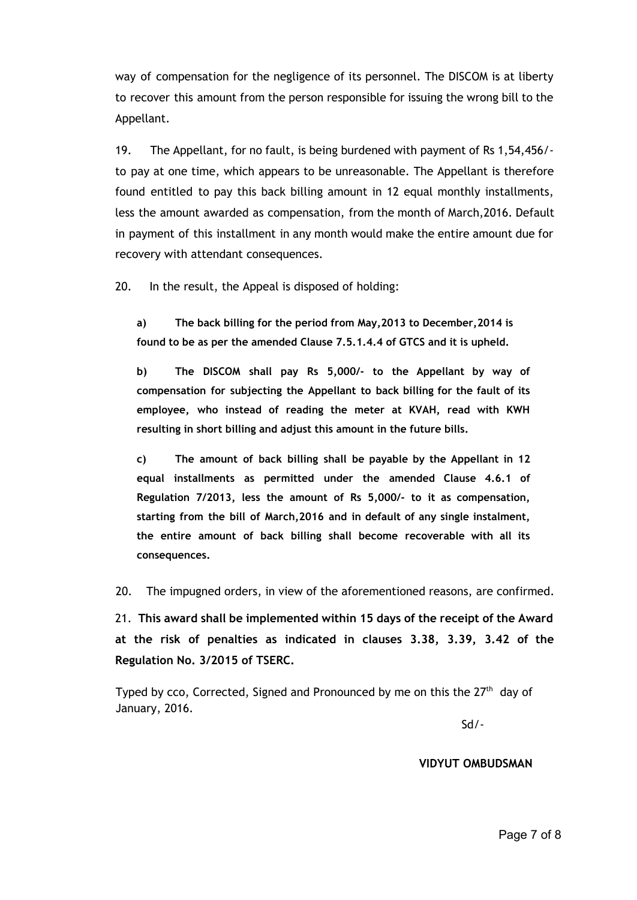way of compensation for the negligence of its personnel. The DISCOM is at liberty to recover this amount from the person responsible for issuing the wrong bill to the Appellant.

19. The Appellant, for no fault, is being burdened with payment of Rs 1,54,456/- to pay at one time, which appears to be unreasonable. The Appellant is therefore found entitled to pay this back billing amount in 12 equal monthly installments, less the amount awarded as compensation, from the month of March,2016. Default in payment of this installment in any month would make the entire amount due for recovery with attendant consequences.

20. In the result, the Appeal is disposed of holding:

**a) The back billing for the period from May,2013 to December,2014 is found to be as per the amended Clause 7.5.1.4.4 of GTCS and it is upheld.**

**b) The DISCOM shall pay Rs 5,000/- to the Appellant by way of compensation for subjecting the Appellant to back billing for the fault of its employee, who instead of reading the meter at KVAH, read with KWH resulting in short billing and adjust this amount in the future bills.**

**c) The amount of back billing shall be payable by the Appellant in 12 equal installments as permitted under the amended Clause 4.6.1 of Regulation 7/2013, less the amount of Rs 5,000/- to it as compensation, starting from the bill of March,2016 and in default of any single instalment, the entire amount of back billing shall become recoverable with all its consequences.**

20. The impugned orders, in view of the aforementioned reasons, are confirmed.

21. **This award shall be implemented within 15 days of the receipt of the Award at the risk of penalties as indicated in clauses 3.38, 3.39, 3.42 of the Regulation No. 3/2015 of TSERC.**

Typed by cco, Corrected, Signed and Pronounced by me on this the 27th day of January, 2016.

Sd/-

**VIDYUT OMBUDSMAN**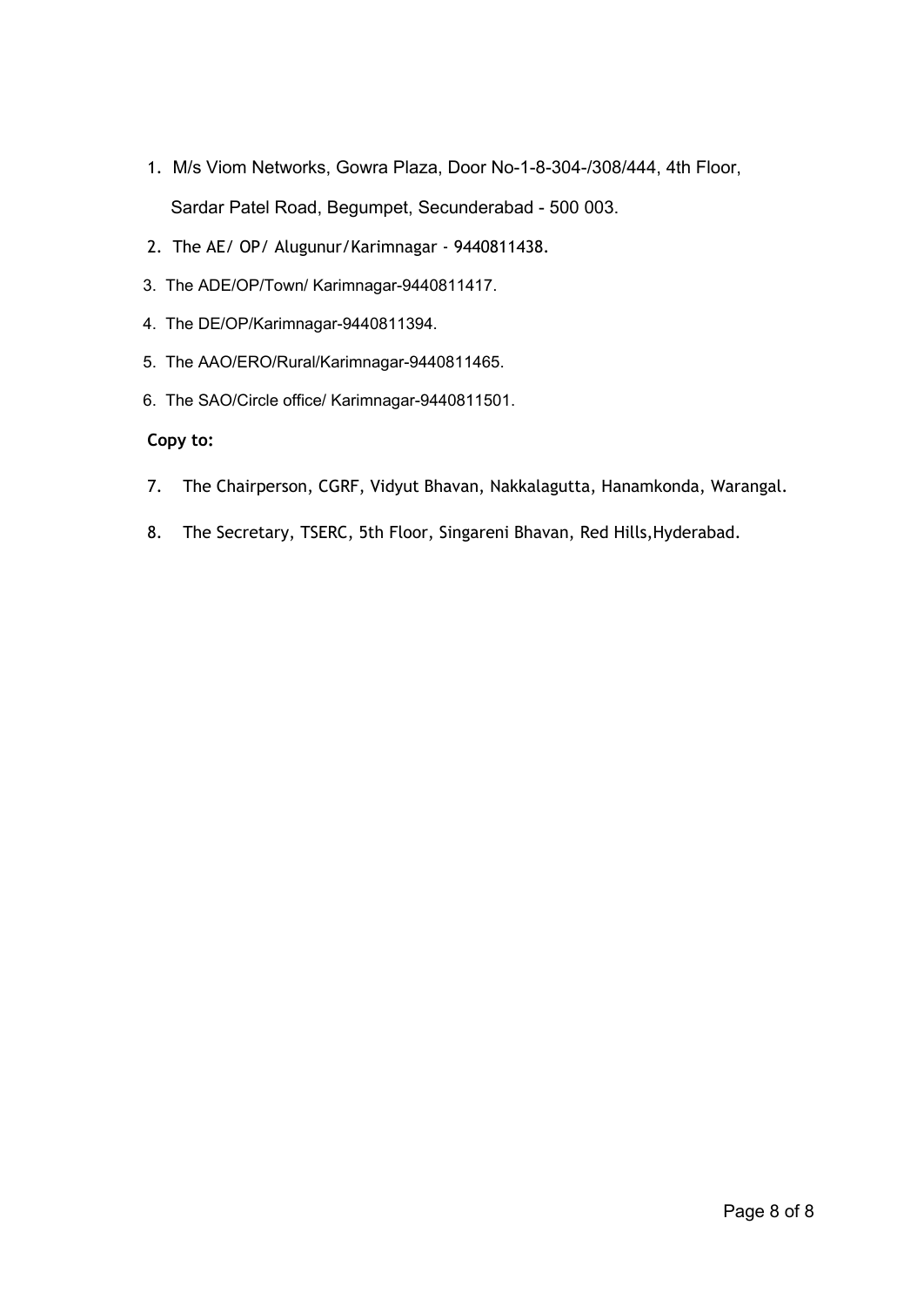1. M/s Viom Networks, Gowra Plaza, Door No-1-8-304-/308/444, 4th Floor, Sardar Patel Road, Begumpet, Secunderabad - 500 003.
2. The AE/ OP/ Alugunur/Karimnagar - 9440811438.
3. The ADE/OP/Town/ Karimnagar-9440811417.
4. The DE/OP/Karimnagar-9440811394.
5. The AAO/ERO/Rural/Karimnagar-9440811465.
6. The SAO/Circle office/ Karimnagar-9440811501.

**Copy to:**

7. The Chairperson, CGRF, Vidyut Bhavan, Nakkalagutta, Hanamkonda, Warangal.
8. The Secretary, TSERC, 5th Floor, Singareni Bhavan, Red Hills,Hyderabad.